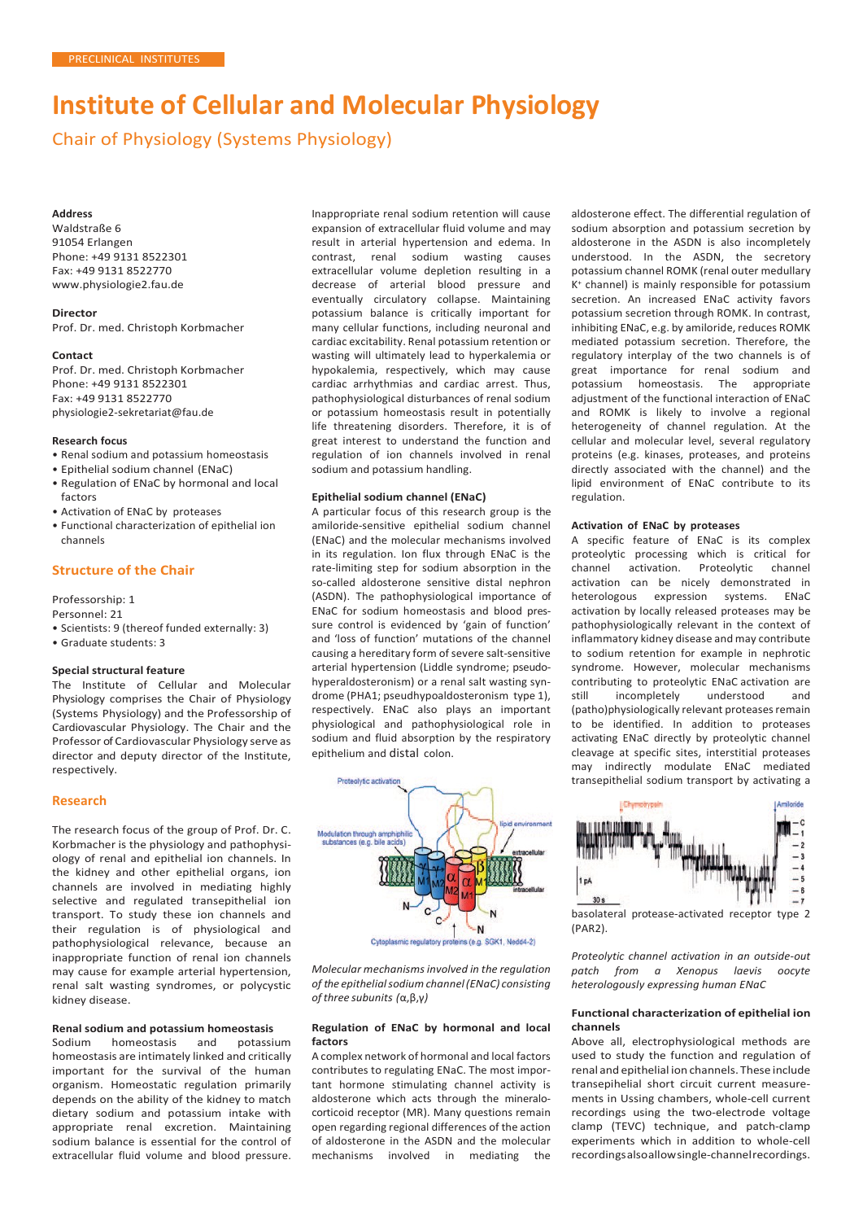PRECLINICAL INSTITUTES

# Institute of Cellular and Molecular Physiology

## Chair of Physiology (Systems Physiology)

**Address**
Waldstraße 6
91054 Erlangen
Phone: +49 9131 8522301
Fax: +49 9131 8522770
www.physiologie2.fau.de

**Director**
Prof. Dr. med. Christoph Korbmacher

**Contact**
Prof. Dr. med. Christoph Korbmacher
Phone: +49 9131 8522301
Fax: +49 9131 8522770
physiologie2-sekretariat@fau.de

**Research focus**
- Renal sodium and potassium homeostasis
- Epithelial sodium channel (ENaC)
- Regulation of ENaC by hormonal and local factors
- Activation of ENaC by proteases
- Functional characterization of epithelial ion channels

## Structure of the Chair

Professorship: 1
Personnel: 21
- Scientists: 9 (thereof funded externally: 3)
- Graduate students: 3

**Special structural feature**
The Institute of Cellular and Molecular Physiology comprises the Chair of Physiology (Systems Physiology) and the Professorship of Cardiovascular Physiology. The Chair and the Professor of Cardiovascular Physiology serve as director and deputy director of the Institute, respectively.

## Research

The research focus of the group of Prof. Dr. C. Korbmacher is the physiology and pathophysiology of renal and epithelial ion channels. In the kidney and other epithelial organs, ion channels are involved in mediating highly selective and regulated transepithelial ion transport. To study these ion channels and their regulation is of physiological and pathophysiological relevance, because an inappropriate function of renal ion channels may cause for example arterial hypertension, renal salt wasting syndromes, or polycystic kidney disease.

### Renal sodium and potassium homeostasis

Sodium homeostasis and potassium homeostasis are intimately linked and critically important for the survival of the human organism. Homeostatic regulation primarily depends on the ability of the kidney to match dietary sodium and potassium intake with appropriate renal excretion. Maintaining sodium balance is essential for the control of extracellular fluid volume and blood pressure. Inappropriate renal sodium retention will cause expansion of extracellular fluid volume and may result in arterial hypertension and edema. In contrast, renal sodium wasting causes extracellular volume depletion resulting in a decrease of arterial blood pressure and eventually circulatory collapse. Maintaining potassium balance is critically important for many cellular functions, including neuronal and cardiac excitability. Renal potassium retention or wasting will ultimately lead to hyperkalemia or hypokalemia, respectively, which may cause cardiac arrhythmias and cardiac arrest. Thus, pathophysiological disturbances of renal sodium or potassium homeostasis result in potentially life threatening disorders. Therefore, it is of great interest to understand the function and regulation of ion channels involved in renal sodium and potassium handling.

### Epithelial sodium channel (ENaC)

A particular focus of this research group is the amiloride-sensitive epithelial sodium channel (ENaC) and the molecular mechanisms involved in its regulation. Ion flux through ENaC is the rate-limiting step for sodium absorption in the so-called aldosterone sensitive distal nephron (ASDN). The pathophysiological importance of ENaC for sodium homeostasis and blood pressure control is evidenced by 'gain of function' and 'loss of function' mutations of the channel causing a hereditary form of severe salt-sensitive arterial hypertension (Liddle syndrome; pseudohyperaldosteronism) or a renal salt wasting syndrome (PHA1; pseudhypoaldosteronism type 1), respectively. ENaC also plays an important physiological and pathophysiological role in sodium and fluid absorption by the respiratory epithelium and distal colon.

*Molecular mechanisms involved in the regulation of the epithelial sodium channel (ENaC) consisting of three subunits (α,β,γ)*

### Regulation of ENaC by hormonal and local factors

A complex network of hormonal and local factors contributes to regulating ENaC. The most important hormone stimulating channel activity is aldosterone which acts through the mineralocorticoid receptor (MR). Many questions remain open regarding regional differences of the action of aldosterone in the ASDN and the molecular mechanisms involved in mediating the aldosterone effect. The differential regulation of sodium absorption and potassium secretion by aldosterone in the ASDN is also incompletely understood. In the ASDN, the secretory potassium channel ROMK (renal outer medullary K⁺ channel) is mainly responsible for potassium secretion. An increased ENaC activity favors potassium secretion through ROMK. In contrast, inhibiting ENaC, e.g. by amiloride, reduces ROMK mediated potassium secretion. Therefore, the regulatory interplay of the two channels is of great importance for renal sodium and potassium homeostasis. The appropriate adjustment of the functional interaction of ENaC and ROMK is likely to involve a regional heterogeneity of channel regulation. At the cellular and molecular level, several regulatory proteins (e.g. kinases, proteases, and proteins directly associated with the channel) and the lipid environment of ENaC contribute to its regulation.

### Activation of ENaC by proteases

A specific feature of ENaC is its complex proteolytic processing which is critical for channel activation. Proteolytic channel activation can be nicely demonstrated in heterologous expression systems. ENaC activation by locally released proteases may be pathophysiologically relevant in the context of inflammatory kidney disease and may contribute to sodium retention for example in nephrotic syndrome. However, molecular mechanisms contributing to proteolytic ENaC activation are still incompletely understood and (patho)physiologically relevant proteases remain to be identified. In addition to proteases activating ENaC directly by proteolytic channel cleavage at specific sites, interstitial proteases may indirectly modulate ENaC mediated transepithelial sodium transport by activating a basolateral protease-activated receptor type 2 (PAR2).

*Proteolytic channel activation in an outside-out patch from a Xenopus laevis oocyte heterologously expressing human ENaC*

### Functional characterization of epithelial ion channels

Above all, electrophysiological methods are used to study the function and regulation of renal and epithelial ion channels. These include transepihelial short circuit current measurements in Ussing chambers, whole-cell current recordings using the two-electrode voltage clamp (TEVC) technique, and patch-clamp experiments which in addition to whole-cell recordings also allow single-channel recordings.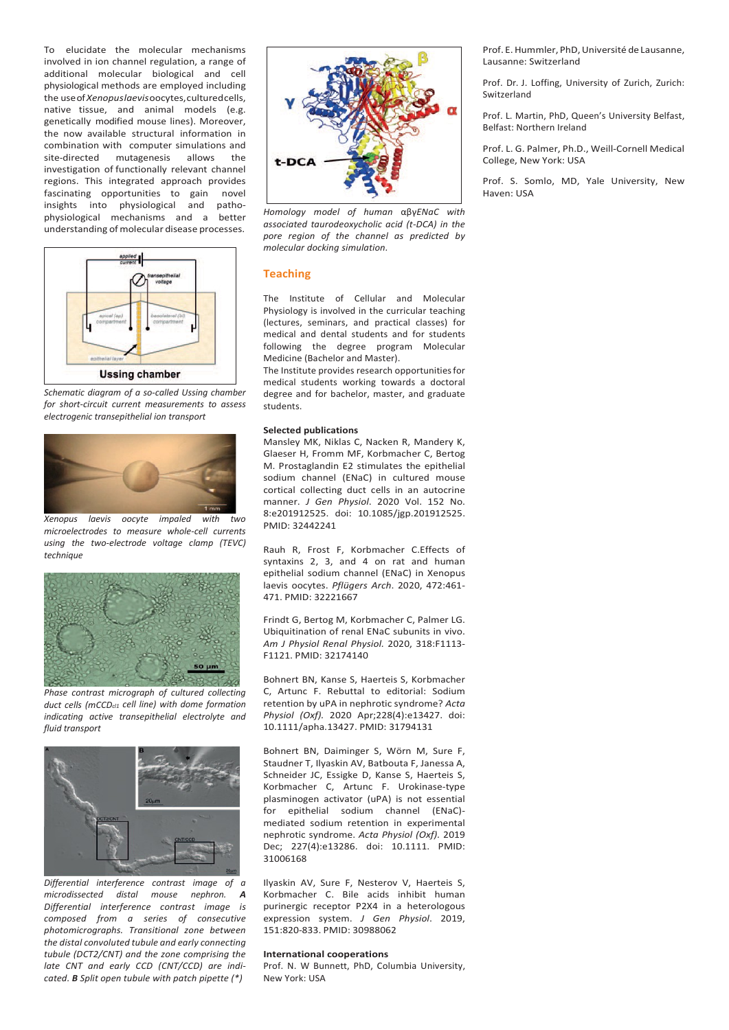To elucidate the molecular mechanisms involved in ion channel regulation, a range of additional molecular biological and cell physiological methods are employed including the use of *Xenopus laevis* oocytes, cultured cells, native tissue, and animal models (e.g. genetically modified mouse lines). Moreover, the now available structural information in combination with computer simulations and site-directed mutagenesis allows the investigation of functionally relevant channel regions. This integrated approach provides fascinating opportunities to gain novel insights into physiological and patho-physiological mechanisms and a better understanding of molecular disease processes.

applied current

transepithelial voltage

apical (ap) compartment

basolateral (bl) compartment

epithelial layer

Ussing chamber

*Schematic diagram of a so-called Ussing chamber for short-circuit current measurements to assess electrogenic transepithelial ion transport*

1 mm

*Xenopus laevis oocyte impaled with two microelectrodes to measure whole-cell currents using the two-electrode voltage clamp (TEVC) technique*

50 µm

*Phase contrast micrograph of cultured collecting duct cells ($mCCD_{cl1}$ cell line) with dome formation indicating active transepithelial electrolyte and fluid transport*

A

B

20µm

DCT2/CNT

CNT/CCD

*Differential interference contrast image of a microdissected distal mouse nephron. **A** Differential interference contrast image is composed from a series of consecutive photomicrographs. Transitional zone between the distal convoluted tubule and early connecting tubule (DCT2/CNT) and the zone comprising the late CNT and early CCD (CNT/CCD) are indicated. **B** Split open tubule with patch pipette (\*)*

β

γ

α

t-DCA

*Homology model of human αβγENaC with associated taurodeoxycholic acid (t-DCA) in the pore region of the channel as predicted by molecular docking simulation.*

## Teaching

The Institute of Cellular and Molecular Physiology is involved in the curricular teaching (lectures, seminars, and practical classes) for medical and dental students and for students following the degree program Molecular Medicine (Bachelor and Master).

The Institute provides research opportunities for medical students working towards a doctoral degree and for bachelor, master, and graduate students.

### Selected publications

Mansley MK, Niklas C, Nacken R, Mandery K, Glaeser H, Fromm MF, Korbmacher C, Bertog M. Prostaglandin E2 stimulates the epithelial sodium channel (ENaC) in cultured mouse cortical collecting duct cells in an autocrine manner. *J Gen Physiol*. 2020 Vol. 152 No. 8:e201912525. doi: 10.1085/jgp.201912525. PMID: 32442241

Rauh R, Frost F, Korbmacher C.Effects of syntaxins 2, 3, and 4 on rat and human epithelial sodium channel (ENaC) in Xenopus laevis oocytes. *Pflügers Arch*. 2020, 472:461-471. PMID: 32221667

Frindt G, Bertog M, Korbmacher C, Palmer LG. Ubiquitination of renal ENaC subunits in vivo. *Am J Physiol Renal Physiol.* 2020, 318:F1113-F1121. PMID: 32174140

Bohnert BN, Kanse S, Haerteis S, Korbmacher C, Artunc F. Rebuttal to editorial: Sodium retention by uPA in nephrotic syndrome? *Acta Physiol (Oxf).* 2020 Apr;228(4):e13427. doi: 10.1111/apha.13427. PMID: 31794131

Bohnert BN, Daiminger S, Wörn M, Sure F, Staudner T, Ilyaskin AV, Batbouta F, Janessa A, Schneider JC, Essigke D, Kanse S, Haerteis S, Korbmacher C, Artunc F. Urokinase-type plasminogen activator (uPA) is not essential for epithelial sodium channel (ENaC)-mediated sodium retention in experimental nephrotic syndrome. *Acta Physiol (Oxf).* 2019 Dec; 227(4):e13286. doi: 10.1111. PMID: 31006168

Ilyaskin AV, Sure F, Nesterov V, Haerteis S, Korbmacher C. Bile acids inhibit human purinergic receptor P2X4 in a heterologous expression system. *J Gen Physiol*. 2019, 151:820-833. PMID: 30988062

### International cooperations

Prof. N. W Bunnett, PhD, Columbia University, New York: USA

Prof. E. Hummler, PhD, Université de Lausanne, Lausanne: Switzerland

Prof. Dr. J. Loffing, University of Zurich, Zurich: Switzerland

Prof. L. Martin, PhD, Queen's University Belfast, Belfast: Northern Ireland

Prof. L. G. Palmer, Ph.D., Weill-Cornell Medical College, New York: USA

Prof. S. Somlo, MD, Yale University, New Haven: USA